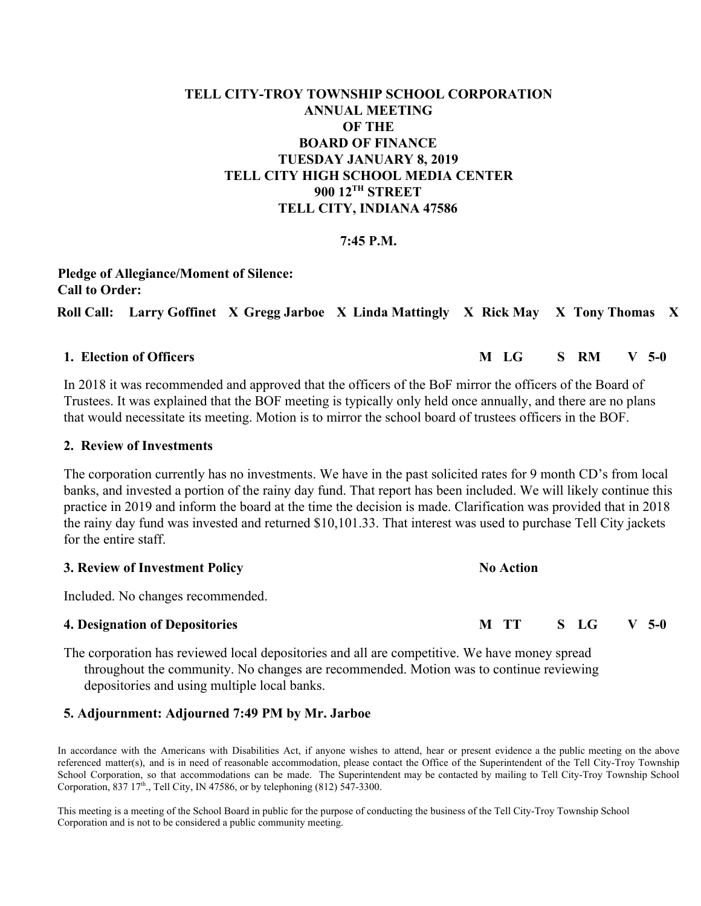# TELL CITY-TROY TOWNSHIP SCHOOL CORPORATION
## ANNUAL MEETING
## OF THE
## BOARD OF FINANCE
## TUESDAY JANUARY 8, 2019
## TELL CITY HIGH SCHOOL MEDIA CENTER
## 900 12TH STREET
## TELL CITY, INDIANA 47586

**7:45 P.M.**

**Pledge of Allegiance/Moment of Silence:**
**Call to Order:**

**Roll Call:** **Larry Goffinet X Gregg Jarboe X Linda Mattingly X Rick May X Tony Thomas X**

**1. Election of Officers** **M LG S RM V 5-0**

In 2018 it was recommended and approved that the officers of the BoF mirror the officers of the Board of Trustees. It was explained that the BOF meeting is typically only held once annually, and there are no plans that would necessitate its meeting. Motion is to mirror the school board of trustees officers in the BOF.

**2. Review of Investments**

The corporation currently has no investments. We have in the past solicited rates for 9 month CD's from local banks, and invested a portion of the rainy day fund. That report has been included. We will likely continue this practice in 2019 and inform the board at the time the decision is made. Clarification was provided that in 2018 the rainy day fund was invested and returned $10,101.33. That interest was used to purchase Tell City jackets for the entire staff.

**3. Review of Investment Policy** **No Action**

Included. No changes recommended.

**4. Designation of Depositories** **M TT S LG V 5-0**

The corporation has reviewed local depositories and all are competitive. We have money spread throughout the community. No changes are recommended. Motion was to continue reviewing depositories and using multiple local banks.

**5. Adjournment: Adjourned 7:49 PM by Mr. Jarboe**

In accordance with the Americans with Disabilities Act, if anyone wishes to attend, hear or present evidence a the public meeting on the above referenced matter(s), and is in need of reasonable accommodation, please contact the Office of the Superintendent of the Tell City-Troy Township School Corporation, so that accommodations can be made. The Superintendent may be contacted by mailing to Tell City-Troy Township School Corporation, 837 17th., Tell City, IN 47586, or by telephoning (812) 547-3300.

This meeting is a meeting of the School Board in public for the purpose of conducting the business of the Tell City-Troy Township School Corporation and is not to be considered a public community meeting.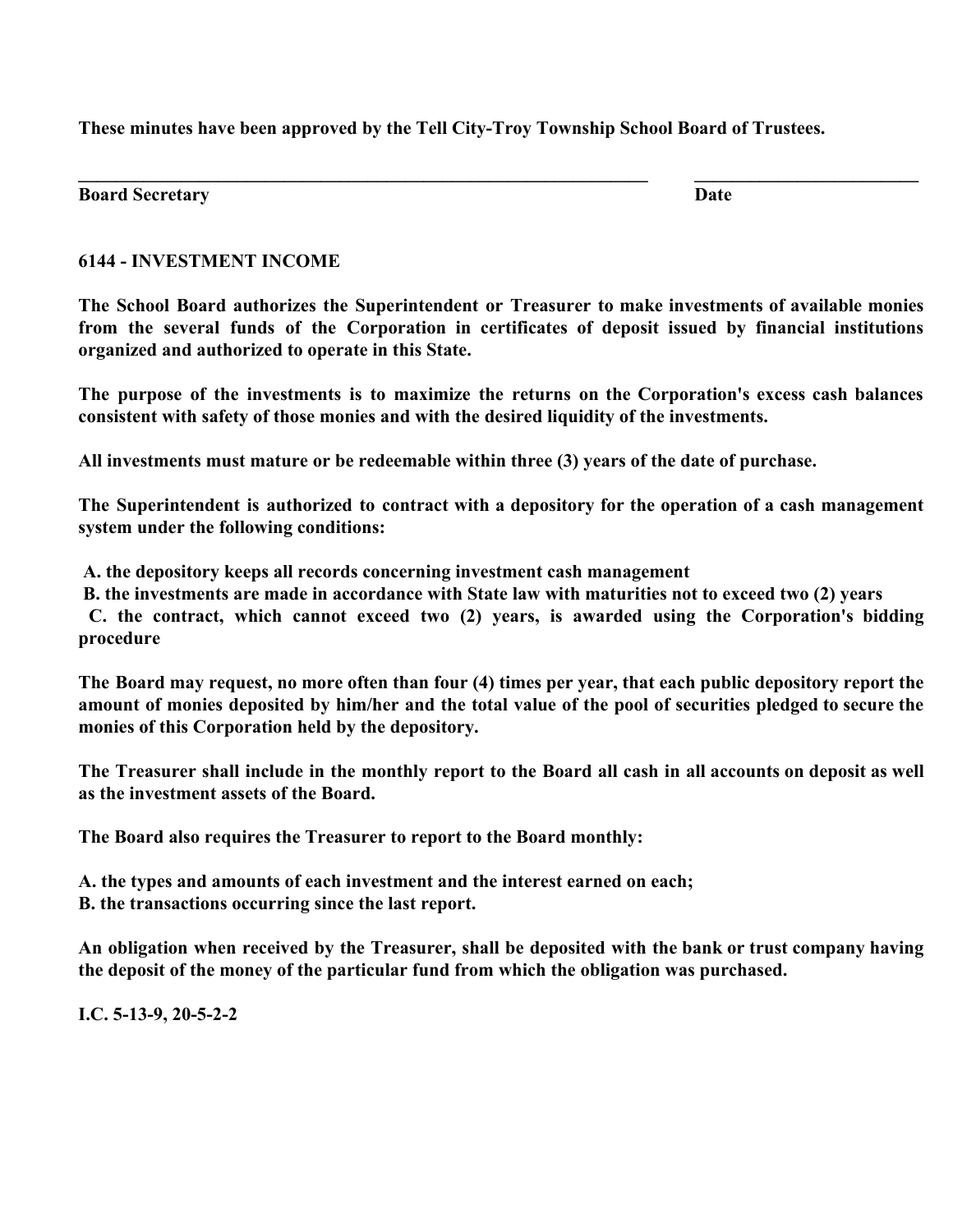**These minutes have been approved by the Tell City-Troy Township School Board of Trustees.**

**_______________________________________________ _________________**

**Board Secretary Date**

**6144 - INVESTMENT INCOME**

**The School Board authorizes the Superintendent or Treasurer to make investments of available monies from the several funds of the Corporation in certificates of deposit issued by financial institutions organized and authorized to operate in this State.**

**The purpose of the investments is to maximize the returns on the Corporation's excess cash balances consistent with safety of those monies and with the desired liquidity of the investments.**

**All investments must mature or be redeemable within three (3) years of the date of purchase.**

**The Superintendent is authorized to contract with a depository for the operation of a cash management system under the following conditions:**

**A. the depository keeps all records concerning investment cash management**
**B. the investments are made in accordance with State law with maturities not to exceed two (2) years**
**C. the contract, which cannot exceed two (2) years, is awarded using the Corporation's bidding procedure**

**The Board may request, no more often than four (4) times per year, that each public depository report the amount of monies deposited by him/her and the total value of the pool of securities pledged to secure the monies of this Corporation held by the depository.**

**The Treasurer shall include in the monthly report to the Board all cash in all accounts on deposit as well as the investment assets of the Board.**

**The Board also requires the Treasurer to report to the Board monthly:**

**A. the types and amounts of each investment and the interest earned on each;**
**B. the transactions occurring since the last report.**

**An obligation when received by the Treasurer, shall be deposited with the bank or trust company having the deposit of the money of the particular fund from which the obligation was purchased.**

**I.C. 5-13-9, 20-5-2-2**